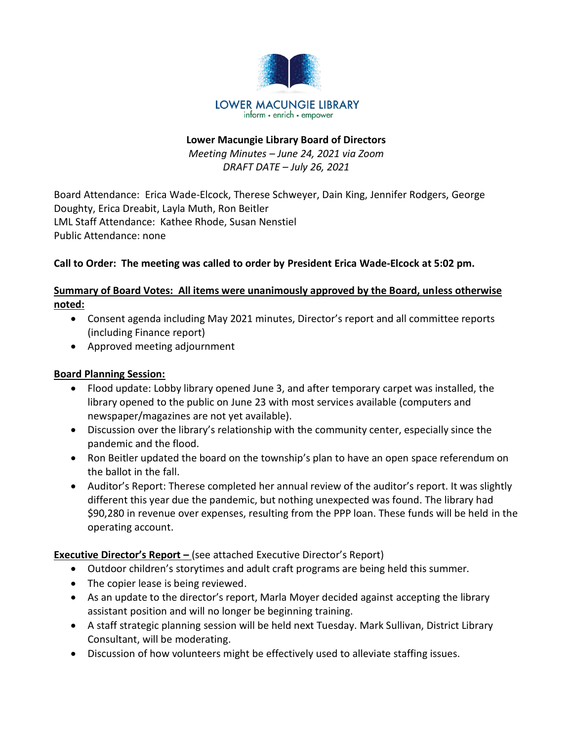LOWER MACUNGIE LIBRARY
inform • enrich • empower

**Lower Macungie Library Board of Directors**

*Meeting Minutes – June 24, 2021 via Zoom*
*DRAFT DATE – July 26, 2021*

Board Attendance: Erica Wade-Elcock, Therese Schweyer, Dain King, Jennifer Rodgers, George Doughty, Erica Dreabit, Layla Muth, Ron Beitler
LML Staff Attendance: Kathee Rhode, Susan Nenstiel
Public Attendance: none

**Call to Order: The meeting was called to order by President Erica Wade-Elcock at 5:02 pm.**

**Summary of Board Votes: All items were unanimously approved by the Board, unless otherwise noted:**

- Consent agenda including May 2021 minutes, Director's report and all committee reports (including Finance report)
- Approved meeting adjournment

**Board Planning Session:**

- Flood update: Lobby library opened June 3, and after temporary carpet was installed, the library opened to the public on June 23 with most services available (computers and newspaper/magazines are not yet available).
- Discussion over the library's relationship with the community center, especially since the pandemic and the flood.
- Ron Beitler updated the board on the township's plan to have an open space referendum on the ballot in the fall.
- Auditor's Report: Therese completed her annual review of the auditor's report. It was slightly different this year due the pandemic, but nothing unexpected was found. The library had $90,280 in revenue over expenses, resulting from the PPP loan. These funds will be held in the operating account.

**Executive Director's Report –** (see attached Executive Director's Report)

- Outdoor children's storytimes and adult craft programs are being held this summer.
- The copier lease is being reviewed.
- As an update to the director's report, Marla Moyer decided against accepting the library assistant position and will no longer be beginning training.
- A staff strategic planning session will be held next Tuesday. Mark Sullivan, District Library Consultant, will be moderating.
- Discussion of how volunteers might be effectively used to alleviate staffing issues.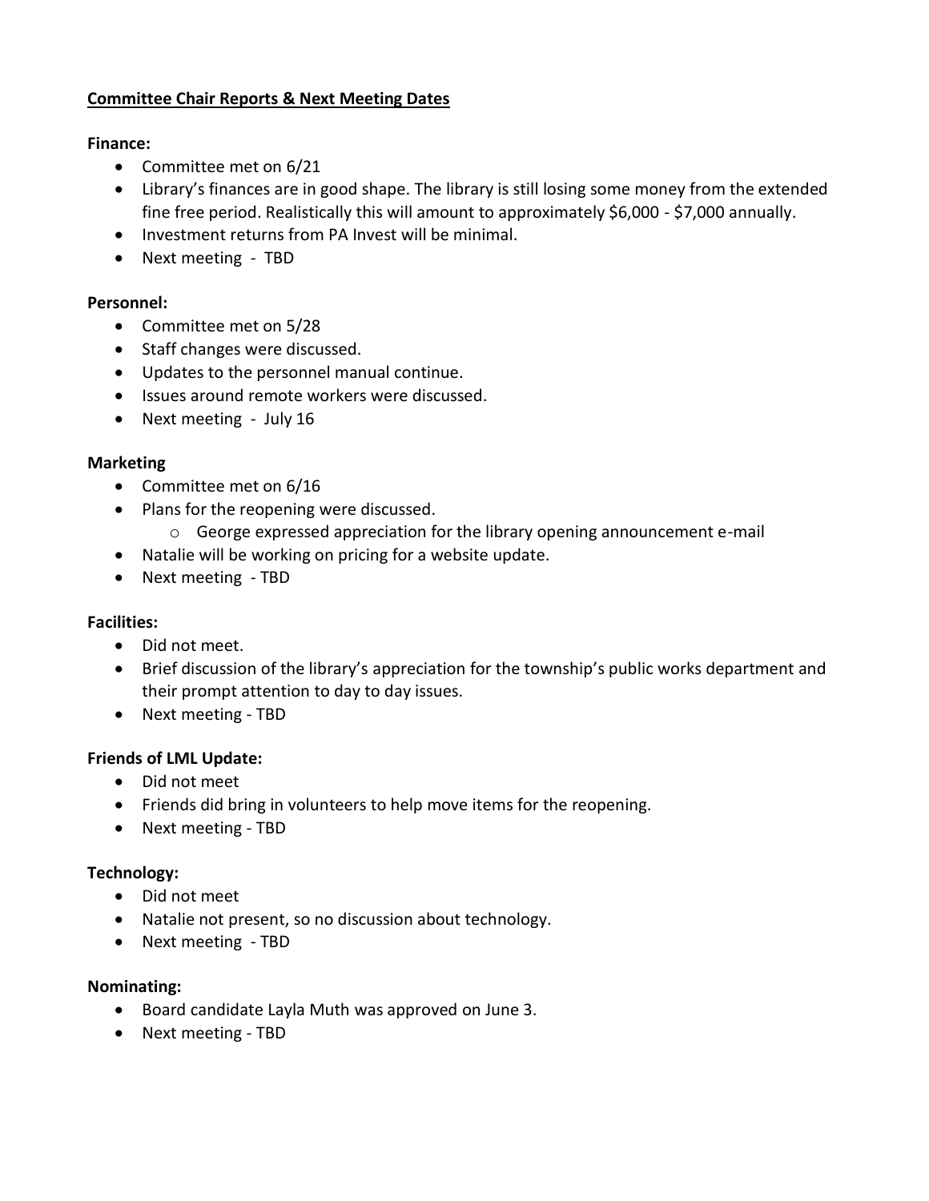## Committee Chair Reports & Next Meeting Dates

**Finance:**

- Committee met on 6/21
- Library's finances are in good shape. The library is still losing some money from the extended fine free period. Realistically this will amount to approximately $6,000 - $7,000 annually.
- Investment returns from PA Invest will be minimal.
- Next meeting - TBD

**Personnel:**

- Committee met on 5/28
- Staff changes were discussed.
- Updates to the personnel manual continue.
- Issues around remote workers were discussed.
- Next meeting - July 16

**Marketing**

- Committee met on 6/16
- Plans for the reopening were discussed.
  - George expressed appreciation for the library opening announcement e-mail
- Natalie will be working on pricing for a website update.
- Next meeting - TBD

**Facilities:**

- Did not meet.
- Brief discussion of the library's appreciation for the township's public works department and their prompt attention to day to day issues.
- Next meeting - TBD

**Friends of LML Update:**

- Did not meet
- Friends did bring in volunteers to help move items for the reopening.
- Next meeting - TBD

**Technology:**

- Did not meet
- Natalie not present, so no discussion about technology.
- Next meeting - TBD

**Nominating:**

- Board candidate Layla Muth was approved on June 3.
- Next meeting - TBD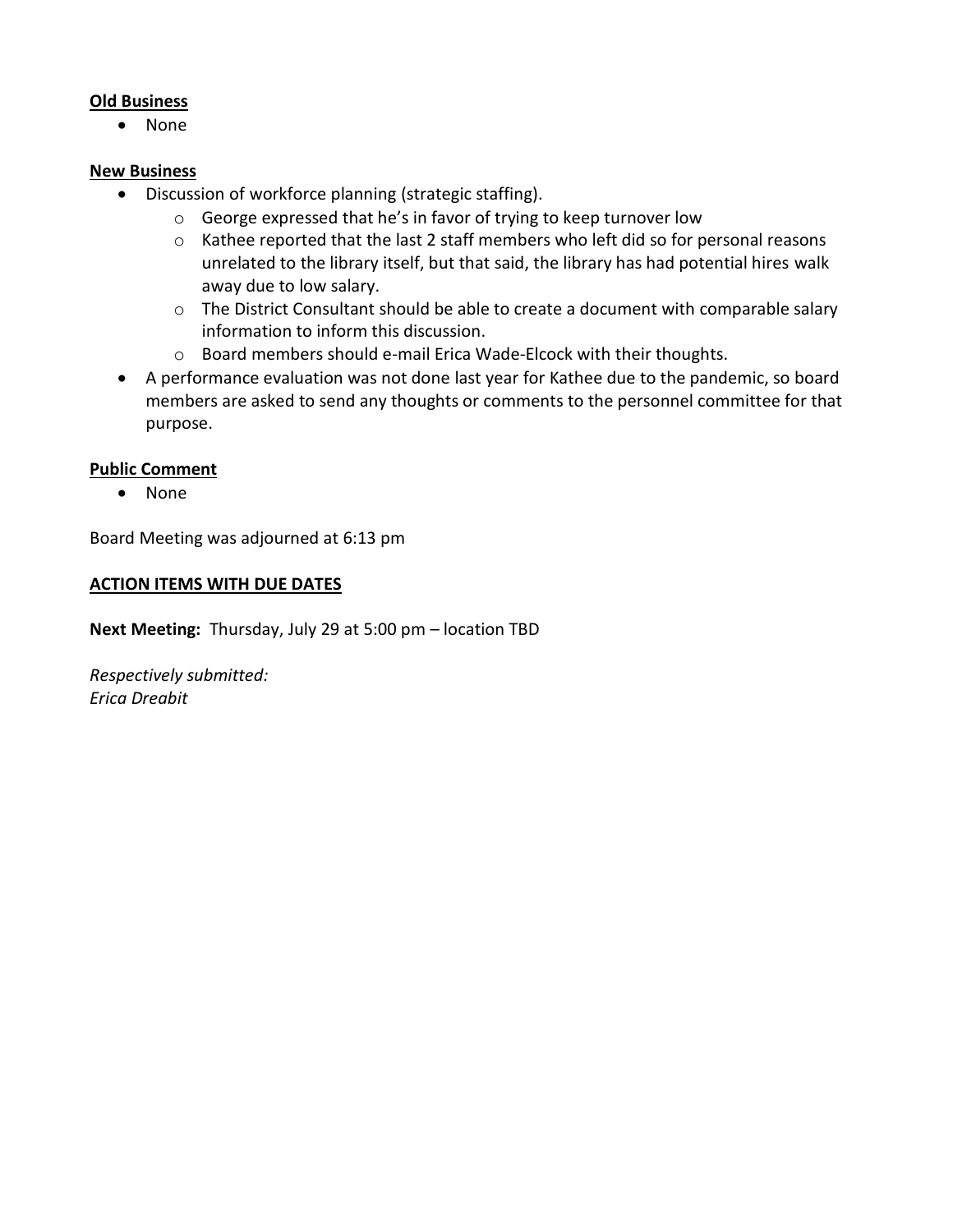**Old Business**

- None

**New Business**

- Discussion of workforce planning (strategic staffing).
    - George expressed that he's in favor of trying to keep turnover low
    - Kathee reported that the last 2 staff members who left did so for personal reasons unrelated to the library itself, but that said, the library has had potential hires walk away due to low salary.
    - The District Consultant should be able to create a document with comparable salary information to inform this discussion.
    - Board members should e-mail Erica Wade-Elcock with their thoughts.
- A performance evaluation was not done last year for Kathee due to the pandemic, so board members are asked to send any thoughts or comments to the personnel committee for that purpose.

**Public Comment**

- None

Board Meeting was adjourned at 6:13 pm

**ACTION ITEMS WITH DUE DATES**

**Next Meeting:** Thursday, July 29 at 5:00 pm – location TBD

*Respectively submitted:*
*Erica Dreabit*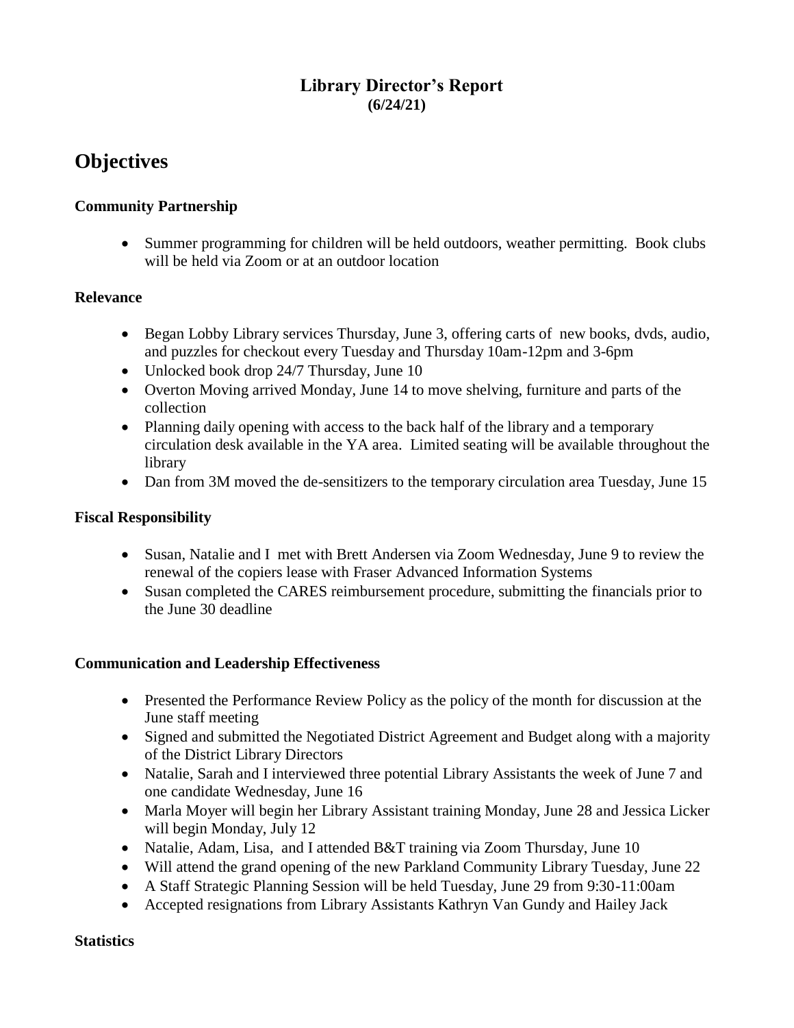# Library Director's Report
**(6/24/21)**

## Objectives

### Community Partnership

- Summer programming for children will be held outdoors, weather permitting. Book clubs will be held via Zoom or at an outdoor location

### Relevance

- Began Lobby Library services Thursday, June 3, offering carts of new books, dvds, audio, and puzzles for checkout every Tuesday and Thursday 10am-12pm and 3-6pm
- Unlocked book drop 24/7 Thursday, June 10
- Overton Moving arrived Monday, June 14 to move shelving, furniture and parts of the collection
- Planning daily opening with access to the back half of the library and a temporary circulation desk available in the YA area. Limited seating will be available throughout the library
- Dan from 3M moved the de-sensitizers to the temporary circulation area Tuesday, June 15

### Fiscal Responsibility

- Susan, Natalie and I met with Brett Andersen via Zoom Wednesday, June 9 to review the renewal of the copiers lease with Fraser Advanced Information Systems
- Susan completed the CARES reimbursement procedure, submitting the financials prior to the June 30 deadline

### Communication and Leadership Effectiveness

- Presented the Performance Review Policy as the policy of the month for discussion at the June staff meeting
- Signed and submitted the Negotiated District Agreement and Budget along with a majority of the District Library Directors
- Natalie, Sarah and I interviewed three potential Library Assistants the week of June 7 and one candidate Wednesday, June 16
- Marla Moyer will begin her Library Assistant training Monday, June 28 and Jessica Licker will begin Monday, July 12
- Natalie, Adam, Lisa, and I attended B&T training via Zoom Thursday, June 10
- Will attend the grand opening of the new Parkland Community Library Tuesday, June 22
- A Staff Strategic Planning Session will be held Tuesday, June 29 from 9:30-11:00am
- Accepted resignations from Library Assistants Kathryn Van Gundy and Hailey Jack

### Statistics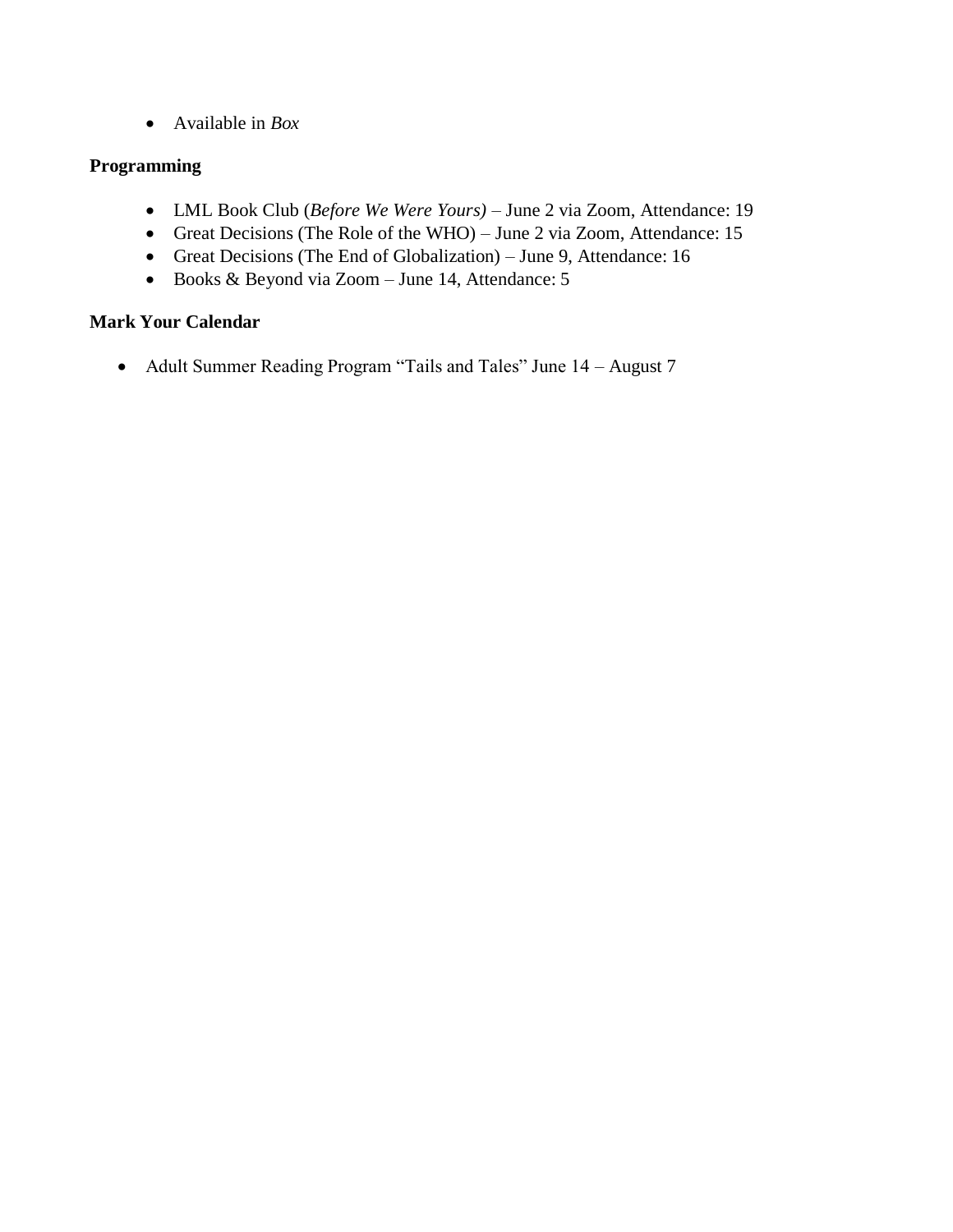- Available in *Box*

**Programming**

- LML Book Club (*Before We Were Yours)* – June 2 via Zoom, Attendance: 19
- Great Decisions (The Role of the WHO) – June 2 via Zoom, Attendance: 15
- Great Decisions (The End of Globalization) – June 9, Attendance: 16
- Books & Beyond via Zoom – June 14, Attendance: 5

**Mark Your Calendar**

- Adult Summer Reading Program "Tails and Tales" June 14 – August 7